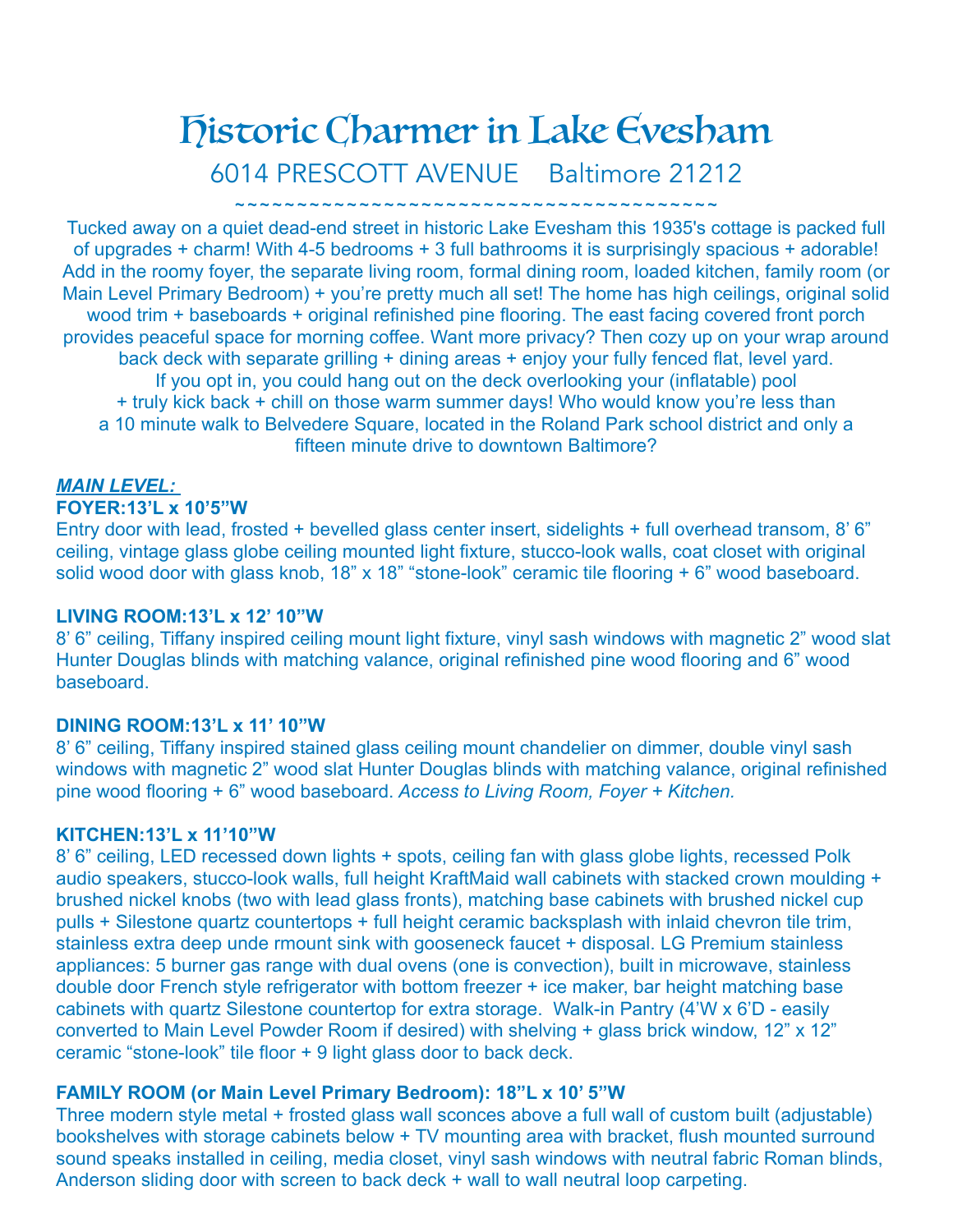# Historic Charmer in Lake Evesham

## 6014 PRESCOTT AVENUE    Baltimore 21212

~~~~~~~~~~~~~~~~~~~~~~~~~~~~~~~~~~~~~~~~~~~

Tucked away on a quiet dead-end street in historic Lake Evesham this 1935's cottage is packed full of upgrades + charm! With 4-5 bedrooms + 3 full bathrooms it is surprisingly spacious + adorable! Add in the roomy foyer, the separate living room, formal dining room, loaded kitchen, family room (or Main Level Primary Bedroom) + you're pretty much all set! The home has high ceilings, original solid wood trim + baseboards + original refinished pine flooring. The east facing covered front porch provides peaceful space for morning coffee. Want more privacy? Then cozy up on your wrap around back deck with separate grilling + dining areas + enjoy your fully fenced flat, level yard. If you opt in, you could hang out on the deck overlooking your (inflatable) pool + truly kick back + chill on those warm summer days! Who would know you're less than a 10 minute walk to Belvedere Square, located in the Roland Park school district and only a fifteen minute drive to downtown Baltimore?

***MAIN LEVEL:***

**FOYER:13'L x 10'5"W**

Entry door with lead, frosted + bevelled glass center insert, sidelights + full overhead transom, 8' 6" ceiling, vintage glass globe ceiling mounted light fixture, stucco-look walls, coat closet with original solid wood door with glass knob, 18" x 18" "stone-look" ceramic tile flooring + 6" wood baseboard.

**LIVING ROOM:13'L x 12' 10"W**

8' 6" ceiling, Tiffany inspired ceiling mount light fixture, vinyl sash windows with magnetic 2" wood slat Hunter Douglas blinds with matching valance, original refinished pine wood flooring and 6" wood baseboard.

**DINING ROOM:13'L x 11' 10"W**

8' 6" ceiling, Tiffany inspired stained glass ceiling mount chandelier on dimmer, double vinyl sash windows with magnetic 2" wood slat Hunter Douglas blinds with matching valance, original refinished pine wood flooring + 6" wood baseboard. *Access to Living Room, Foyer + Kitchen.*

**KITCHEN:13'L x 11'10"W**

8' 6" ceiling, LED recessed down lights + spots, ceiling fan with glass globe lights, recessed Polk audio speakers, stucco-look walls, full height KraftMaid wall cabinets with stacked crown moulding + brushed nickel knobs (two with lead glass fronts), matching base cabinets with brushed nickel cup pulls + Silestone quartz countertops + full height ceramic backsplash with inlaid chevron tile trim, stainless extra deep unde rmount sink with gooseneck faucet + disposal. LG Premium stainless appliances: 5 burner gas range with dual ovens (one is convection), built in microwave, stainless double door French style refrigerator with bottom freezer + ice maker, bar height matching base cabinets with quartz Silestone countertop for extra storage. Walk-in Pantry (4'W x 6'D - easily converted to Main Level Powder Room if desired) with shelving + glass brick window, 12" x 12" ceramic "stone-look" tile floor + 9 light glass door to back deck.

**FAMILY ROOM (or Main Level Primary Bedroom): 18"L x 10' 5"W**

Three modern style metal + frosted glass wall sconces above a full wall of custom built (adjustable) bookshelves with storage cabinets below + TV mounting area with bracket, flush mounted surround sound speaks installed in ceiling, media closet, vinyl sash windows with neutral fabric Roman blinds, Anderson sliding door with screen to back deck + wall to wall neutral loop carpeting.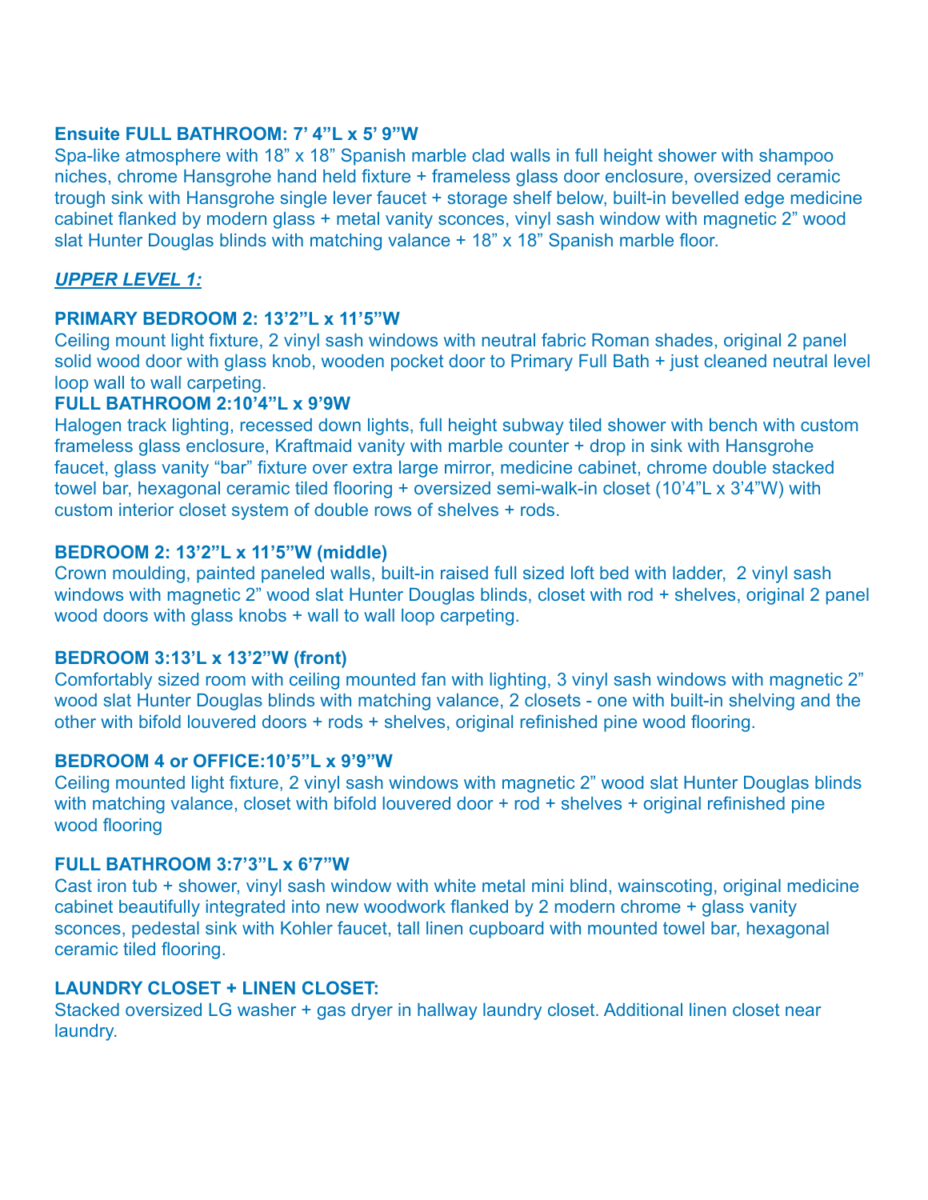**Ensuite FULL BATHROOM: 7' 4"L x 5' 9"W**
Spa-like atmosphere with 18" x 18" Spanish marble clad walls in full height shower with shampoo niches, chrome Hansgrohe hand held fixture + frameless glass door enclosure, oversized ceramic trough sink with Hansgrohe single lever faucet + storage shelf below, built-in bevelled edge medicine cabinet flanked by modern glass + metal vanity sconces, vinyl sash window with magnetic 2" wood slat Hunter Douglas blinds with matching valance + 18" x 18" Spanish marble floor.

***UPPER LEVEL 1:***

**PRIMARY BEDROOM 2: 13'2"L x 11'5"W**
Ceiling mount light fixture, 2 vinyl sash windows with neutral fabric Roman shades, original 2 panel solid wood door with glass knob, wooden pocket door to Primary Full Bath + just cleaned neutral level loop wall to wall carpeting.

**FULL BATHROOM 2:10'4"L x 9'9W**
Halogen track lighting, recessed down lights, full height subway tiled shower with bench with custom frameless glass enclosure, Kraftmaid vanity with marble counter + drop in sink with Hansgrohe faucet, glass vanity "bar" fixture over extra large mirror, medicine cabinet, chrome double stacked towel bar, hexagonal ceramic tiled flooring + oversized semi-walk-in closet (10'4"L x 3'4"W) with custom interior closet system of double rows of shelves + rods.

**BEDROOM 2: 13'2"L x 11'5"W (middle)**
Crown moulding, painted paneled walls, built-in raised full sized loft bed with ladder, 2 vinyl sash windows with magnetic 2" wood slat Hunter Douglas blinds, closet with rod + shelves, original 2 panel wood doors with glass knobs + wall to wall loop carpeting.

**BEDROOM 3:13'L x 13'2"W (front)**
Comfortably sized room with ceiling mounted fan with lighting, 3 vinyl sash windows with magnetic 2" wood slat Hunter Douglas blinds with matching valance, 2 closets - one with built-in shelving and the other with bifold louvered doors + rods + shelves, original refinished pine wood flooring.

**BEDROOM 4 or OFFICE:10'5"L x 9'9"W**
Ceiling mounted light fixture, 2 vinyl sash windows with magnetic 2" wood slat Hunter Douglas blinds with matching valance, closet with bifold louvered door + rod + shelves + original refinished pine wood flooring

**FULL BATHROOM 3:7'3"L x 6'7"W**
Cast iron tub + shower, vinyl sash window with white metal mini blind, wainscoting, original medicine cabinet beautifully integrated into new woodwork flanked by 2 modern chrome + glass vanity sconces, pedestal sink with Kohler faucet, tall linen cupboard with mounted towel bar, hexagonal ceramic tiled flooring.

**LAUNDRY CLOSET + LINEN CLOSET:**
Stacked oversized LG washer + gas dryer in hallway laundry closet. Additional linen closet near laundry.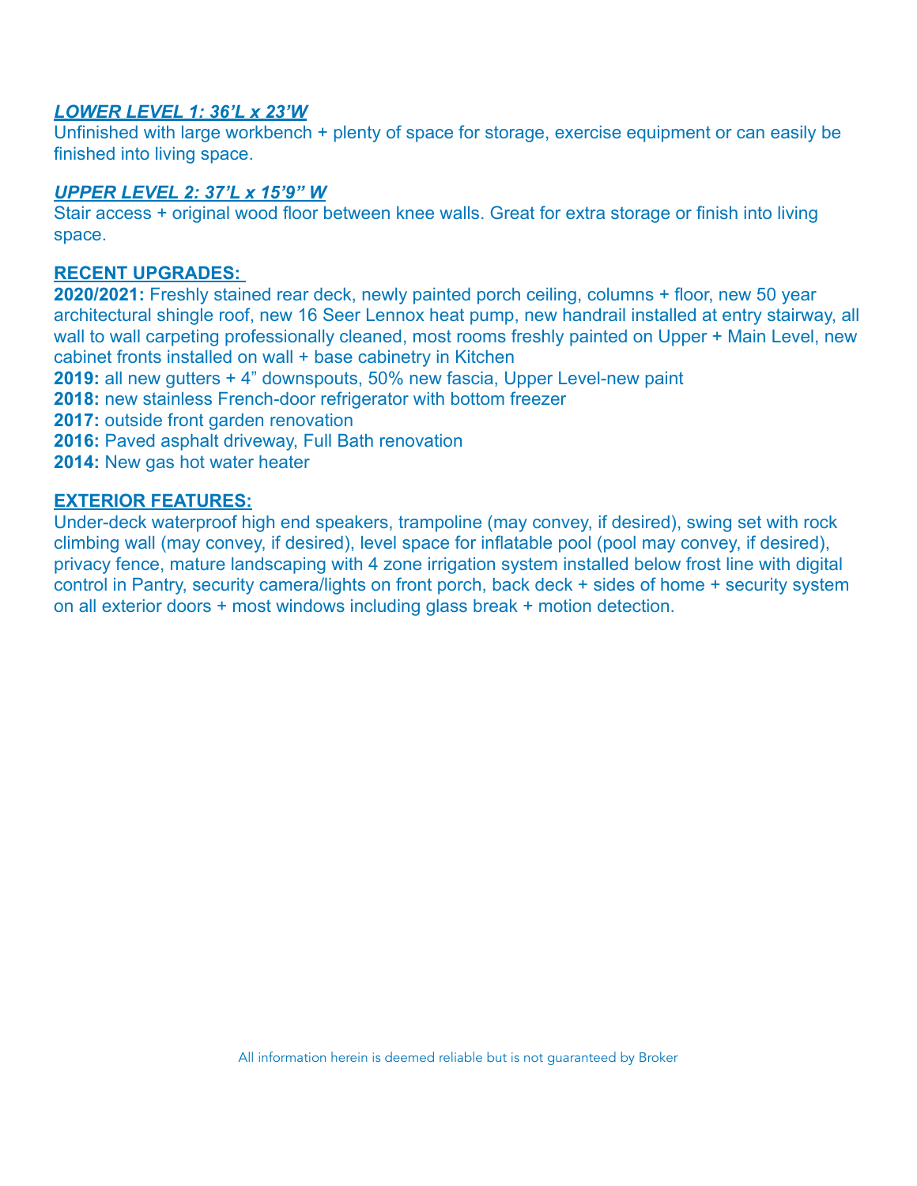***LOWER LEVEL 1: 36'L x 23'W***

Unfinished with large workbench + plenty of space for storage, exercise equipment or can easily be finished into living space.

***UPPER LEVEL 2: 37'L x 15'9" W***

Stair access + original wood floor between knee walls. Great for extra storage or finish into living space.

**RECENT UPGRADES:**

**2020/2021:** Freshly stained rear deck, newly painted porch ceiling, columns + floor, new 50 year architectural shingle roof, new 16 Seer Lennox heat pump, new handrail installed at entry stairway, all wall to wall carpeting professionally cleaned, most rooms freshly painted on Upper + Main Level, new cabinet fronts installed on wall + base cabinetry in Kitchen

**2019:** all new gutters + 4" downspouts, 50% new fascia, Upper Level-new paint

**2018:** new stainless French-door refrigerator with bottom freezer

**2017:** outside front garden renovation

**2016:** Paved asphalt driveway, Full Bath renovation

**2014:** New gas hot water heater

**EXTERIOR FEATURES:**

Under-deck waterproof high end speakers, trampoline (may convey, if desired), swing set with rock climbing wall (may convey, if desired), level space for inflatable pool (pool may convey, if desired), privacy fence, mature landscaping with 4 zone irrigation system installed below frost line with digital control in Pantry, security camera/lights on front porch, back deck + sides of home + security system on all exterior doors + most windows including glass break + motion detection.

All information herein is deemed reliable but is not guaranteed by Broker